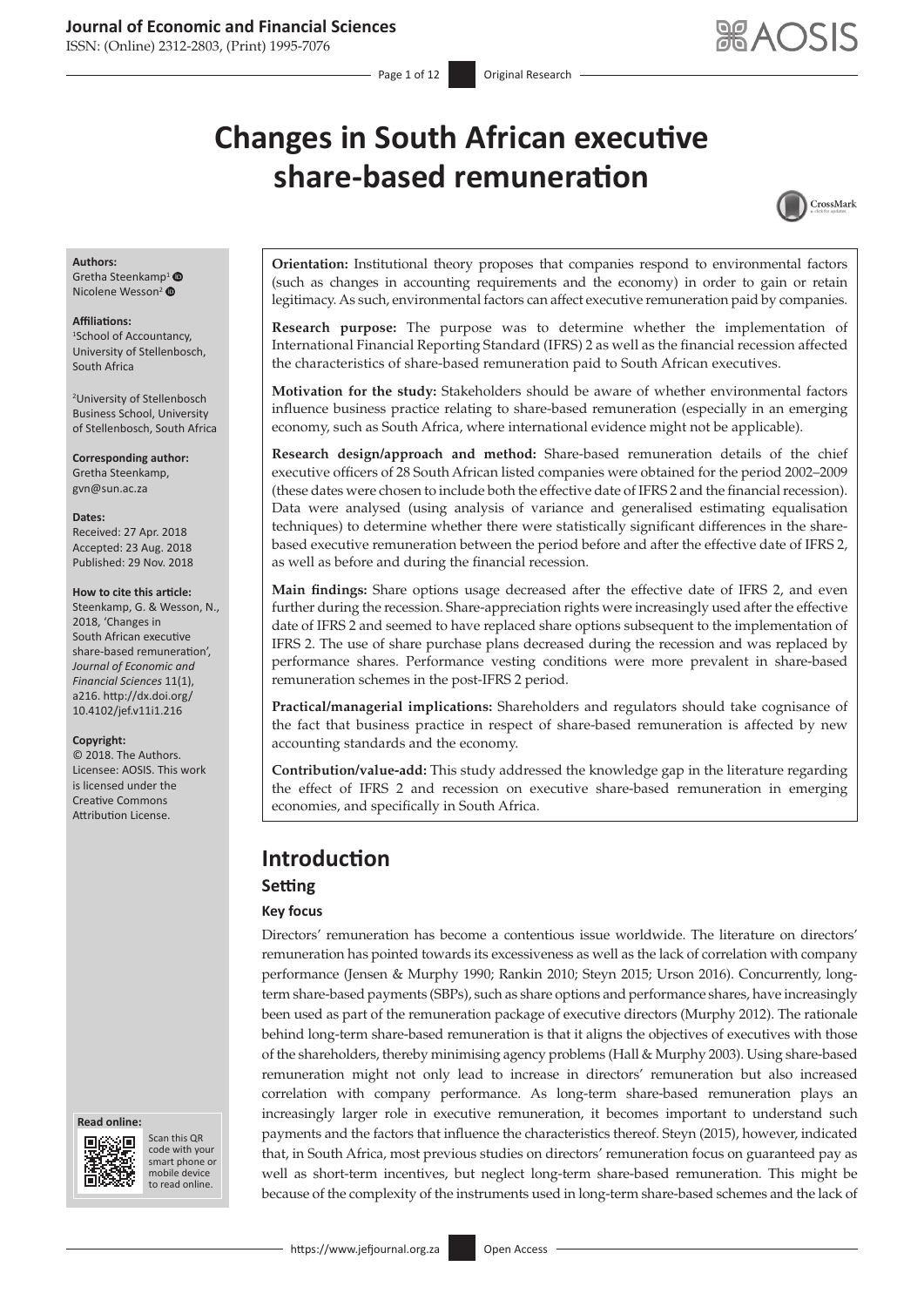# Changes in South African executive share-based remuneration

**Authors:**
Gretha Steenkamp[1]
Nicolene Wesson[2]

**Affiliations:**
[1]School of Accountancy, University of Stellenbosch, South Africa

[2]University of Stellenbosch Business School, University of Stellenbosch, South Africa

**Corresponding author:**
Gretha Steenkamp,
gvn@sun.ac.za

**Dates:**
Received: 27 Apr. 2018
Accepted: 23 Aug. 2018
Published: 29 Nov. 2018

**How to cite this article:**
Steenkamp, G. & Wesson, N., 2018, 'Changes in South African executive share-based remuneration', *Journal of Economic and Financial Sciences* 11(1), a216. http://dx.doi.org/10.4102/jef.v11i1.216

**Copyright:**
© 2018. The Authors. Licensee: AOSIS. This work is licensed under the Creative Commons Attribution License.

**Orientation:** Institutional theory proposes that companies respond to environmental factors (such as changes in accounting requirements and the economy) in order to gain or retain legitimacy. As such, environmental factors can affect executive remuneration paid by companies.

**Research purpose:** The purpose was to determine whether the implementation of International Financial Reporting Standard (IFRS) 2 as well as the financial recession affected the characteristics of share-based remuneration paid to South African executives.

**Motivation for the study:** Stakeholders should be aware of whether environmental factors influence business practice relating to share-based remuneration (especially in an emerging economy, such as South Africa, where international evidence might not be applicable).

**Research design/approach and method:** Share-based remuneration details of the chief executive officers of 28 South African listed companies were obtained for the period 2002–2009 (these dates were chosen to include both the effective date of IFRS 2 and the financial recession). Data were analysed (using analysis of variance and generalised estimating equalisation techniques) to determine whether there were statistically significant differences in the share-based executive remuneration between the period before and after the effective date of IFRS 2, as well as before and during the financial recession.

**Main findings:** Share options usage decreased after the effective date of IFRS 2, and even further during the recession. Share-appreciation rights were increasingly used after the effective date of IFRS 2 and seemed to have replaced share options subsequent to the implementation of IFRS 2. The use of share purchase plans decreased during the recession and was replaced by performance shares. Performance vesting conditions were more prevalent in share-based remuneration schemes in the post-IFRS 2 period.

**Practical/managerial implications:** Shareholders and regulators should take cognisance of the fact that business practice in respect of share-based remuneration is affected by new accounting standards and the economy.

**Contribution/value-add:** This study addressed the knowledge gap in the literature regarding the effect of IFRS 2 and recession on executive share-based remuneration in emerging economies, and specifically in South Africa.

## Introduction

### Setting

#### Key focus

Directors' remuneration has become a contentious issue worldwide. The literature on directors' remuneration has pointed towards its excessiveness as well as the lack of correlation with company performance (Jensen & Murphy 1990; Rankin 2010; Steyn 2015; Urson 2016). Concurrently, long-term share-based payments (SBPs), such as share options and performance shares, have increasingly been used as part of the remuneration package of executive directors (Murphy 2012). The rationale behind long-term share-based remuneration is that it aligns the objectives of executives with those of the shareholders, thereby minimising agency problems (Hall & Murphy 2003). Using share-based remuneration might not only lead to increase in directors' remuneration but also increased correlation with company performance. As long-term share-based remuneration plays an increasingly larger role in executive remuneration, it becomes important to understand such payments and the factors that influence the characteristics thereof. Steyn (2015), however, indicated that, in South Africa, most previous studies on directors' remuneration focus on guaranteed pay as well as short-term incentives, but neglect long-term share-based remuneration. This might be because of the complexity of the instruments used in long-term share-based schemes and the lack of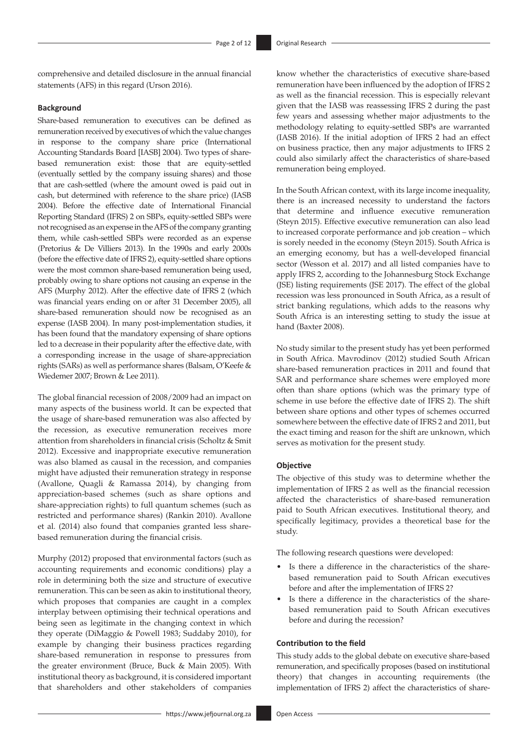comprehensive and detailed disclosure in the annual financial statements (AFS) in this regard (Urson 2016).

### Background

Share-based remuneration to executives can be defined as remuneration received by executives of which the value changes in response to the company share price (International Accounting Standards Board [IASB] 2004). Two types of share-based remuneration exist: those that are equity-settled (eventually settled by the company issuing shares) and those that are cash-settled (where the amount owed is paid out in cash, but determined with reference to the share price) (IASB 2004). Before the effective date of International Financial Reporting Standard (IFRS) 2 on SBPs, equity-settled SBPs were not recognised as an expense in the AFS of the company granting them, while cash-settled SBPs were recorded as an expense (Pretorius & De Villiers 2013). In the 1990s and early 2000s (before the effective date of IFRS 2), equity-settled share options were the most common share-based remuneration being used, probably owing to share options not causing an expense in the AFS (Murphy 2012). After the effective date of IFRS 2 (which was financial years ending on or after 31 December 2005), all share-based remuneration should now be recognised as an expense (IASB 2004). In many post-implementation studies, it has been found that the mandatory expensing of share options led to a decrease in their popularity after the effective date, with a corresponding increase in the usage of share-appreciation rights (SARs) as well as performance shares (Balsam, O'Keefe & Wiedemer 2007; Brown & Lee 2011).

The global financial recession of 2008/2009 had an impact on many aspects of the business world. It can be expected that the usage of share-based remuneration was also affected by the recession, as executive remuneration receives more attention from shareholders in financial crisis (Scholtz & Smit 2012). Excessive and inappropriate executive remuneration was also blamed as causal in the recession, and companies might have adjusted their remuneration strategy in response (Avallone, Quagli & Ramassa 2014), by changing from appreciation-based schemes (such as share options and share-appreciation rights) to full quantum schemes (such as restricted and performance shares) (Rankin 2010). Avallone et al. (2014) also found that companies granted less share-based remuneration during the financial crisis.

Murphy (2012) proposed that environmental factors (such as accounting requirements and economic conditions) play a role in determining both the size and structure of executive remuneration. This can be seen as akin to institutional theory, which proposes that companies are caught in a complex interplay between optimising their technical operations and being seen as legitimate in the changing context in which they operate (DiMaggio & Powell 1983; Suddaby 2010), for example by changing their business practices regarding share-based remuneration in response to pressures from the greater environment (Bruce, Buck & Main 2005). With institutional theory as background, it is considered important that shareholders and other stakeholders of companies know whether the characteristics of executive share-based remuneration have been influenced by the adoption of IFRS 2 as well as the financial recession. This is especially relevant given that the IASB was reassessing IFRS 2 during the past few years and assessing whether major adjustments to the methodology relating to equity-settled SBPs are warranted (IASB 2016). If the initial adoption of IFRS 2 had an effect on business practice, then any major adjustments to IFRS 2 could also similarly affect the characteristics of share-based remuneration being employed.

In the South African context, with its large income inequality, there is an increased necessity to understand the factors that determine and influence executive remuneration (Steyn 2015). Effective executive remuneration can also lead to increased corporate performance and job creation – which is sorely needed in the economy (Steyn 2015). South Africa is an emerging economy, but has a well-developed financial sector (Wesson et al. 2017) and all listed companies have to apply IFRS 2, according to the Johannesburg Stock Exchange (JSE) listing requirements (JSE 2017). The effect of the global recession was less pronounced in South Africa, as a result of strict banking regulations, which adds to the reasons why South Africa is an interesting setting to study the issue at hand (Baxter 2008).

No study similar to the present study has yet been performed in South Africa. Mavrodinov (2012) studied South African share-based remuneration practices in 2011 and found that SAR and performance share schemes were employed more often than share options (which was the primary type of scheme in use before the effective date of IFRS 2). The shift between share options and other types of schemes occurred somewhere between the effective date of IFRS 2 and 2011, but the exact timing and reason for the shift are unknown, which serves as motivation for the present study.

### Objective

The objective of this study was to determine whether the implementation of IFRS 2 as well as the financial recession affected the characteristics of share-based remuneration paid to South African executives. Institutional theory, and specifically legitimacy, provides a theoretical base for the study.

The following research questions were developed:

- Is there a difference in the characteristics of the share-based remuneration paid to South African executives before and after the implementation of IFRS 2?
- Is there a difference in the characteristics of the share-based remuneration paid to South African executives before and during the recession?

### Contribution to the field

This study adds to the global debate on executive share-based remuneration, and specifically proposes (based on institutional theory) that changes in accounting requirements (the implementation of IFRS 2) affect the characteristics of share-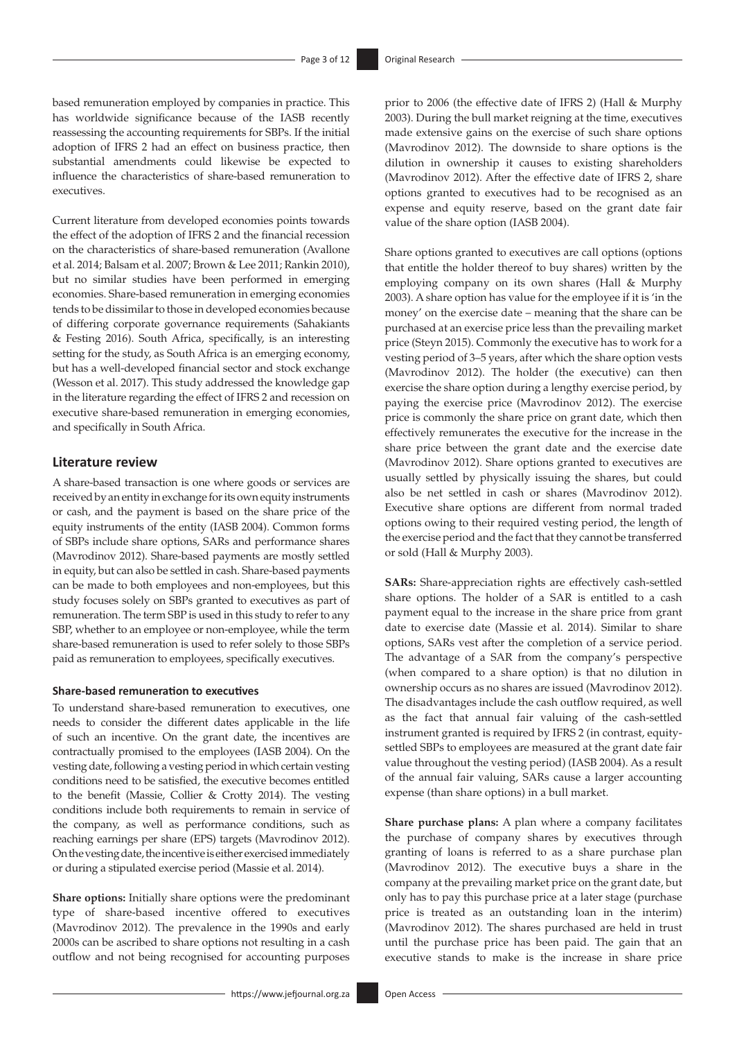based remuneration employed by companies in practice. This has worldwide significance because of the IASB recently reassessing the accounting requirements for SBPs. If the initial adoption of IFRS 2 had an effect on business practice, then substantial amendments could likewise be expected to influence the characteristics of share-based remuneration to executives.

Current literature from developed economies points towards the effect of the adoption of IFRS 2 and the financial recession on the characteristics of share-based remuneration (Avallone et al. 2014; Balsam et al. 2007; Brown & Lee 2011; Rankin 2010), but no similar studies have been performed in emerging economies. Share-based remuneration in emerging economies tends to be dissimilar to those in developed economies because of differing corporate governance requirements (Sahakiants & Festing 2016). South Africa, specifically, is an interesting setting for the study, as South Africa is an emerging economy, but has a well-developed financial sector and stock exchange (Wesson et al. 2017). This study addressed the knowledge gap in the literature regarding the effect of IFRS 2 and recession on executive share-based remuneration in emerging economies, and specifically in South Africa.

## Literature review

A share-based transaction is one where goods or services are received by an entity in exchange for its own equity instruments or cash, and the payment is based on the share price of the equity instruments of the entity (IASB 2004). Common forms of SBPs include share options, SARs and performance shares (Mavrodinov 2012). Share-based payments are mostly settled in equity, but can also be settled in cash. Share-based payments can be made to both employees and non-employees, but this study focuses solely on SBPs granted to executives as part of remuneration. The term SBP is used in this study to refer to any SBP, whether to an employee or non-employee, while the term share-based remuneration is used to refer solely to those SBPs paid as remuneration to employees, specifically executives.

### Share-based remuneration to executives

To understand share-based remuneration to executives, one needs to consider the different dates applicable in the life of such an incentive. On the grant date, the incentives are contractually promised to the employees (IASB 2004). On the vesting date, following a vesting period in which certain vesting conditions need to be satisfied, the executive becomes entitled to the benefit (Massie, Collier & Crotty 2014). The vesting conditions include both requirements to remain in service of the company, as well as performance conditions, such as reaching earnings per share (EPS) targets (Mavrodinov 2012). On the vesting date, the incentive is either exercised immediately or during a stipulated exercise period (Massie et al. 2014).

**Share options:** Initially share options were the predominant type of share-based incentive offered to executives (Mavrodinov 2012). The prevalence in the 1990s and early 2000s can be ascribed to share options not resulting in a cash outflow and not being recognised for accounting purposes prior to 2006 (the effective date of IFRS 2) (Hall & Murphy 2003). During the bull market reigning at the time, executives made extensive gains on the exercise of such share options (Mavrodinov 2012). The downside to share options is the dilution in ownership it causes to existing shareholders (Mavrodinov 2012). After the effective date of IFRS 2, share options granted to executives had to be recognised as an expense and equity reserve, based on the grant date fair value of the share option (IASB 2004).

Share options granted to executives are call options (options that entitle the holder thereof to buy shares) written by the employing company on its own shares (Hall & Murphy 2003). A share option has value for the employee if it is 'in the money' on the exercise date – meaning that the share can be purchased at an exercise price less than the prevailing market price (Steyn 2015). Commonly the executive has to work for a vesting period of 3–5 years, after which the share option vests (Mavrodinov 2012). The holder (the executive) can then exercise the share option during a lengthy exercise period, by paying the exercise price (Mavrodinov 2012). The exercise price is commonly the share price on grant date, which then effectively remunerates the executive for the increase in the share price between the grant date and the exercise date (Mavrodinov 2012). Share options granted to executives are usually settled by physically issuing the shares, but could also be net settled in cash or shares (Mavrodinov 2012). Executive share options are different from normal traded options owing to their required vesting period, the length of the exercise period and the fact that they cannot be transferred or sold (Hall & Murphy 2003).

**SARs:** Share-appreciation rights are effectively cash-settled share options. The holder of a SAR is entitled to a cash payment equal to the increase in the share price from grant date to exercise date (Massie et al. 2014). Similar to share options, SARs vest after the completion of a service period. The advantage of a SAR from the company's perspective (when compared to a share option) is that no dilution in ownership occurs as no shares are issued (Mavrodinov 2012). The disadvantages include the cash outflow required, as well as the fact that annual fair valuing of the cash-settled instrument granted is required by IFRS 2 (in contrast, equity-settled SBPs to employees are measured at the grant date fair value throughout the vesting period) (IASB 2004). As a result of the annual fair valuing, SARs cause a larger accounting expense (than share options) in a bull market.

**Share purchase plans:** A plan where a company facilitates the purchase of company shares by executives through granting of loans is referred to as a share purchase plan (Mavrodinov 2012). The executive buys a share in the company at the prevailing market price on the grant date, but only has to pay this purchase price at a later stage (purchase price is treated as an outstanding loan in the interim) (Mavrodinov 2012). The shares purchased are held in trust until the purchase price has been paid. The gain that an executive stands to make is the increase in share price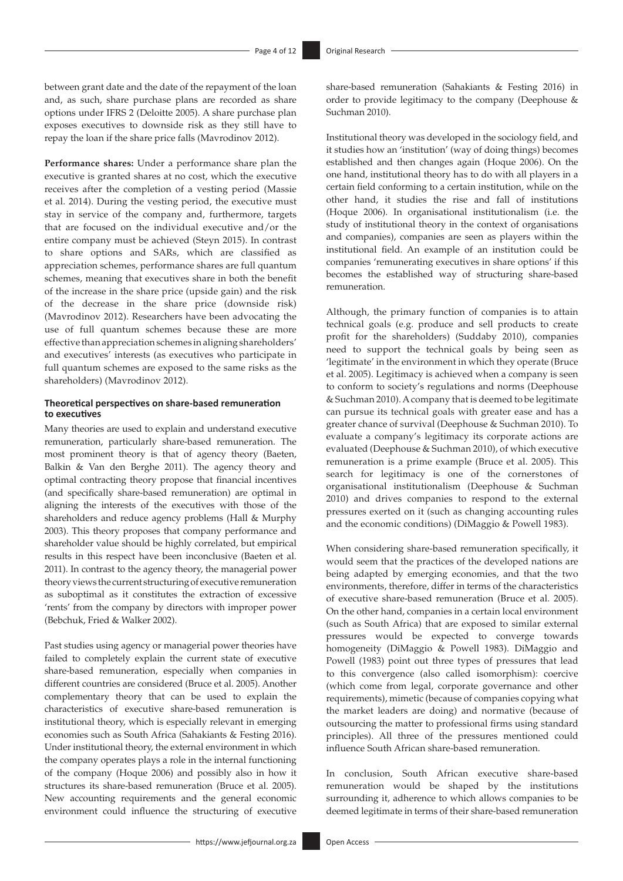between grant date and the date of the repayment of the loan and, as such, share purchase plans are recorded as share options under IFRS 2 (Deloitte 2005). A share purchase plan exposes executives to downside risk as they still have to repay the loan if the share price falls (Mavrodinov 2012).

**Performance shares:** Under a performance share plan the executive is granted shares at no cost, which the executive receives after the completion of a vesting period (Massie et al. 2014). During the vesting period, the executive must stay in service of the company and, furthermore, targets that are focused on the individual executive and/or the entire company must be achieved (Steyn 2015). In contrast to share options and SARs, which are classified as appreciation schemes, performance shares are full quantum schemes, meaning that executives share in both the benefit of the increase in the share price (upside gain) and the risk of the decrease in the share price (downside risk) (Mavrodinov 2012). Researchers have been advocating the use of full quantum schemes because these are more effective than appreciation schemes in aligning shareholders' and executives' interests (as executives who participate in full quantum schemes are exposed to the same risks as the shareholders) (Mavrodinov 2012).

### Theoretical perspectives on share-based remuneration to executives

Many theories are used to explain and understand executive remuneration, particularly share-based remuneration. The most prominent theory is that of agency theory (Baeten, Balkin & Van den Berghe 2011). The agency theory and optimal contracting theory propose that financial incentives (and specifically share-based remuneration) are optimal in aligning the interests of the executives with those of the shareholders and reduce agency problems (Hall & Murphy 2003). This theory proposes that company performance and shareholder value should be highly correlated, but empirical results in this respect have been inconclusive (Baeten et al. 2011). In contrast to the agency theory, the managerial power theory views the current structuring of executive remuneration as suboptimal as it constitutes the extraction of excessive 'rents' from the company by directors with improper power (Bebchuk, Fried & Walker 2002).

Past studies using agency or managerial power theories have failed to completely explain the current state of executive share-based remuneration, especially when companies in different countries are considered (Bruce et al. 2005). Another complementary theory that can be used to explain the characteristics of executive share-based remuneration is institutional theory, which is especially relevant in emerging economies such as South Africa (Sahakiants & Festing 2016). Under institutional theory, the external environment in which the company operates plays a role in the internal functioning of the company (Hoque 2006) and possibly also in how it structures its share-based remuneration (Bruce et al. 2005). New accounting requirements and the general economic environment could influence the structuring of executive share-based remuneration (Sahakiants & Festing 2016) in order to provide legitimacy to the company (Deephouse & Suchman 2010).

Institutional theory was developed in the sociology field, and it studies how an 'institution' (way of doing things) becomes established and then changes again (Hoque 2006). On the one hand, institutional theory has to do with all players in a certain field conforming to a certain institution, while on the other hand, it studies the rise and fall of institutions (Hoque 2006). In organisational institutionalism (i.e. the study of institutional theory in the context of organisations and companies), companies are seen as players within the institutional field. An example of an institution could be companies 'remunerating executives in share options' if this becomes the established way of structuring share-based remuneration.

Although, the primary function of companies is to attain technical goals (e.g. produce and sell products to create profit for the shareholders) (Suddaby 2010), companies need to support the technical goals by being seen as 'legitimate' in the environment in which they operate (Bruce et al. 2005). Legitimacy is achieved when a company is seen to conform to society's regulations and norms (Deephouse & Suchman 2010). A company that is deemed to be legitimate can pursue its technical goals with greater ease and has a greater chance of survival (Deephouse & Suchman 2010). To evaluate a company's legitimacy its corporate actions are evaluated (Deephouse & Suchman 2010), of which executive remuneration is a prime example (Bruce et al. 2005). This search for legitimacy is one of the cornerstones of organisational institutionalism (Deephouse & Suchman 2010) and drives companies to respond to the external pressures exerted on it (such as changing accounting rules and the economic conditions) (DiMaggio & Powell 1983).

When considering share-based remuneration specifically, it would seem that the practices of the developed nations are being adapted by emerging economies, and that the two environments, therefore, differ in terms of the characteristics of executive share-based remuneration (Bruce et al. 2005). On the other hand, companies in a certain local environment (such as South Africa) that are exposed to similar external pressures would be expected to converge towards homogeneity (DiMaggio & Powell 1983). DiMaggio and Powell (1983) point out three types of pressures that lead to this convergence (also called isomorphism): coercive (which come from legal, corporate governance and other requirements), mimetic (because of companies copying what the market leaders are doing) and normative (because of outsourcing the matter to professional firms using standard principles). All three of the pressures mentioned could influence South African share-based remuneration.

In conclusion, South African executive share-based remuneration would be shaped by the institutions surrounding it, adherence to which allows companies to be deemed legitimate in terms of their share-based remuneration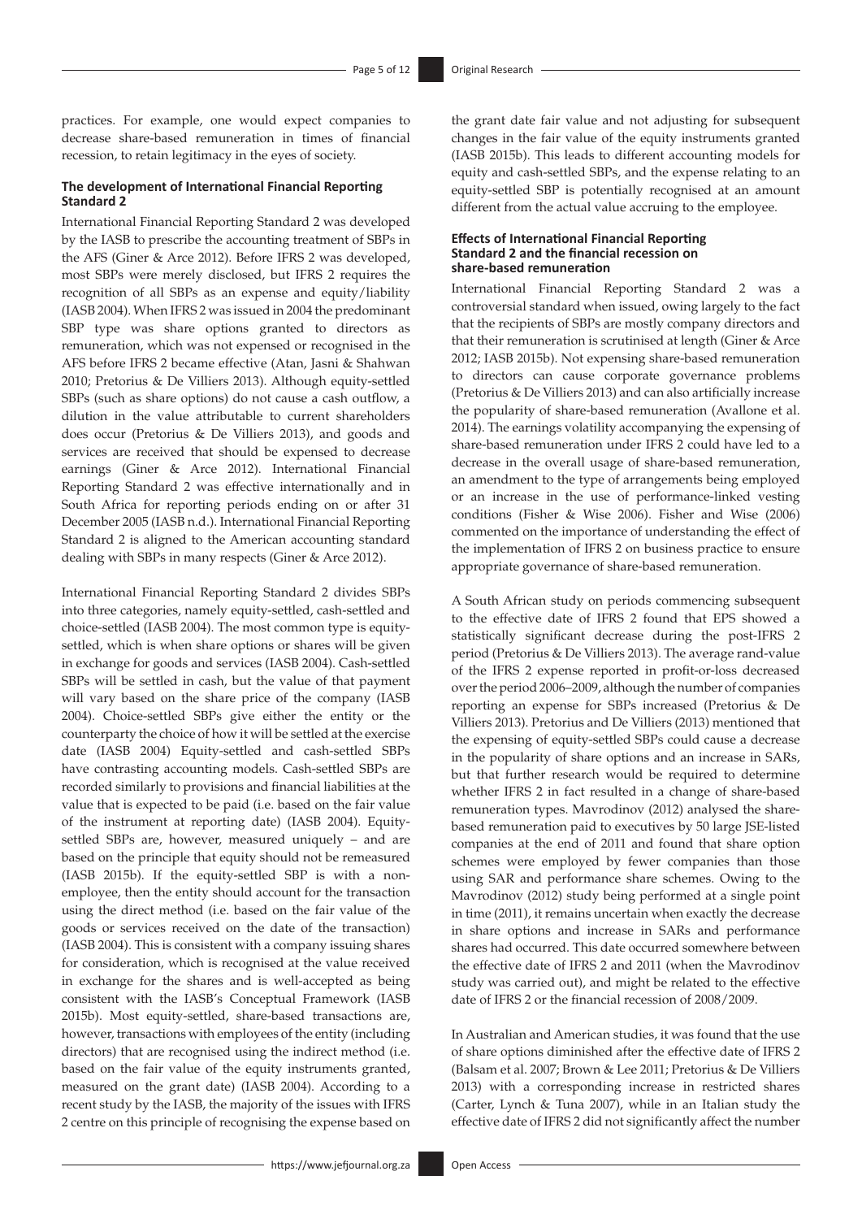practices. For example, one would expect companies to decrease share-based remuneration in times of financial recession, to retain legitimacy in the eyes of society.

### The development of International Financial Reporting Standard 2

International Financial Reporting Standard 2 was developed by the IASB to prescribe the accounting treatment of SBPs in the AFS (Giner & Arce 2012). Before IFRS 2 was developed, most SBPs were merely disclosed, but IFRS 2 requires the recognition of all SBPs as an expense and equity/liability (IASB 2004). When IFRS 2 was issued in 2004 the predominant SBP type was share options granted to directors as remuneration, which was not expensed or recognised in the AFS before IFRS 2 became effective (Atan, Jasni & Shahwan 2010; Pretorius & De Villiers 2013). Although equity-settled SBPs (such as share options) do not cause a cash outflow, a dilution in the value attributable to current shareholders does occur (Pretorius & De Villiers 2013), and goods and services are received that should be expensed to decrease earnings (Giner & Arce 2012). International Financial Reporting Standard 2 was effective internationally and in South Africa for reporting periods ending on or after 31 December 2005 (IASB n.d.). International Financial Reporting Standard 2 is aligned to the American accounting standard dealing with SBPs in many respects (Giner & Arce 2012).

International Financial Reporting Standard 2 divides SBPs into three categories, namely equity-settled, cash-settled and choice-settled (IASB 2004). The most common type is equity-settled, which is when share options or shares will be given in exchange for goods and services (IASB 2004). Cash-settled SBPs will be settled in cash, but the value of that payment will vary based on the share price of the company (IASB 2004). Choice-settled SBPs give either the entity or the counterparty the choice of how it will be settled at the exercise date (IASB 2004) Equity-settled and cash-settled SBPs have contrasting accounting models. Cash-settled SBPs are recorded similarly to provisions and financial liabilities at the value that is expected to be paid (i.e. based on the fair value of the instrument at reporting date) (IASB 2004). Equity-settled SBPs are, however, measured uniquely – and are based on the principle that equity should not be remeasured (IASB 2015b). If the equity-settled SBP is with a non-employee, then the entity should account for the transaction using the direct method (i.e. based on the fair value of the goods or services received on the date of the transaction) (IASB 2004). This is consistent with a company issuing shares for consideration, which is recognised at the value received in exchange for the shares and is well-accepted as being consistent with the IASB's Conceptual Framework (IASB 2015b). Most equity-settled, share-based transactions are, however, transactions with employees of the entity (including directors) that are recognised using the indirect method (i.e. based on the fair value of the equity instruments granted, measured on the grant date) (IASB 2004). According to a recent study by the IASB, the majority of the issues with IFRS 2 centre on this principle of recognising the expense based on the grant date fair value and not adjusting for subsequent changes in the fair value of the equity instruments granted (IASB 2015b). This leads to different accounting models for equity and cash-settled SBPs, and the expense relating to an equity-settled SBP is potentially recognised at an amount different from the actual value accruing to the employee.

### Effects of International Financial Reporting Standard 2 and the financial recession on share-based remuneration

International Financial Reporting Standard 2 was a controversial standard when issued, owing largely to the fact that the recipients of SBPs are mostly company directors and that their remuneration is scrutinised at length (Giner & Arce 2012; IASB 2015b). Not expensing share-based remuneration to directors can cause corporate governance problems (Pretorius & De Villiers 2013) and can also artificially increase the popularity of share-based remuneration (Avallone et al. 2014). The earnings volatility accompanying the expensing of share-based remuneration under IFRS 2 could have led to a decrease in the overall usage of share-based remuneration, an amendment to the type of arrangements being employed or an increase in the use of performance-linked vesting conditions (Fisher & Wise 2006). Fisher and Wise (2006) commented on the importance of understanding the effect of the implementation of IFRS 2 on business practice to ensure appropriate governance of share-based remuneration.

A South African study on periods commencing subsequent to the effective date of IFRS 2 found that EPS showed a statistically significant decrease during the post-IFRS 2 period (Pretorius & De Villiers 2013). The average rand-value of the IFRS 2 expense reported in profit-or-loss decreased over the period 2006–2009, although the number of companies reporting an expense for SBPs increased (Pretorius & De Villiers 2013). Pretorius and De Villiers (2013) mentioned that the expensing of equity-settled SBPs could cause a decrease in the popularity of share options and an increase in SARs, but that further research would be required to determine whether IFRS 2 in fact resulted in a change of share-based remuneration types. Mavrodinov (2012) analysed the share-based remuneration paid to executives by 50 large JSE-listed companies at the end of 2011 and found that share option schemes were employed by fewer companies than those using SAR and performance share schemes. Owing to the Mavrodinov (2012) study being performed at a single point in time (2011), it remains uncertain when exactly the decrease in share options and increase in SARs and performance shares had occurred. This date occurred somewhere between the effective date of IFRS 2 and 2011 (when the Mavrodinov study was carried out), and might be related to the effective date of IFRS 2 or the financial recession of 2008/2009.

In Australian and American studies, it was found that the use of share options diminished after the effective date of IFRS 2 (Balsam et al. 2007; Brown & Lee 2011; Pretorius & De Villiers 2013) with a corresponding increase in restricted shares (Carter, Lynch & Tuna 2007), while in an Italian study the effective date of IFRS 2 did not significantly affect the number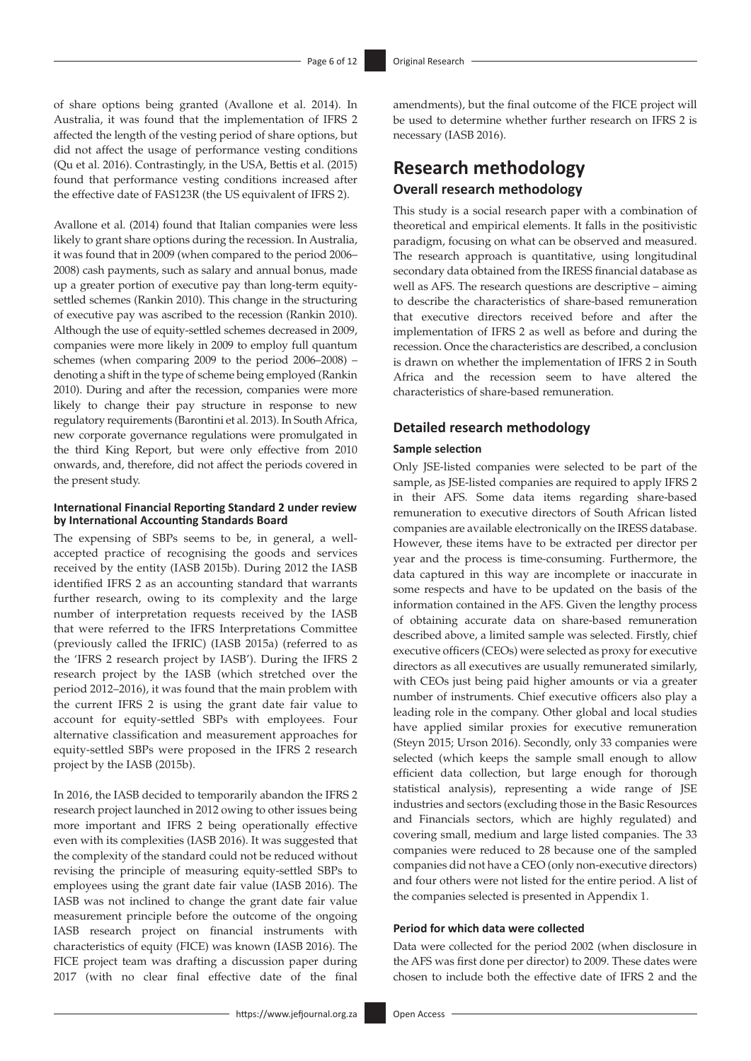of share options being granted (Avallone et al. 2014). In Australia, it was found that the implementation of IFRS 2 affected the length of the vesting period of share options, but did not affect the usage of performance vesting conditions (Qu et al. 2016). Contrastingly, in the USA, Bettis et al. (2015) found that performance vesting conditions increased after the effective date of FAS123R (the US equivalent of IFRS 2).

Avallone et al. (2014) found that Italian companies were less likely to grant share options during the recession. In Australia, it was found that in 2009 (when compared to the period 2006–2008) cash payments, such as salary and annual bonus, made up a greater portion of executive pay than long-term equity-settled schemes (Rankin 2010). This change in the structuring of executive pay was ascribed to the recession (Rankin 2010). Although the use of equity-settled schemes decreased in 2009, companies were more likely in 2009 to employ full quantum schemes (when comparing 2009 to the period 2006–2008) – denoting a shift in the type of scheme being employed (Rankin 2010). During and after the recession, companies were more likely to change their pay structure in response to new regulatory requirements (Barontini et al. 2013). In South Africa, new corporate governance regulations were promulgated in the third King Report, but were only effective from 2010 onwards, and, therefore, did not affect the periods covered in the present study.

#### International Financial Reporting Standard 2 under review by International Accounting Standards Board

The expensing of SBPs seems to be, in general, a well-accepted practice of recognising the goods and services received by the entity (IASB 2015b). During 2012 the IASB identified IFRS 2 as an accounting standard that warrants further research, owing to its complexity and the large number of interpretation requests received by the IASB that were referred to the IFRS Interpretations Committee (previously called the IFRIC) (IASB 2015a) (referred to as the 'IFRS 2 research project by IASB'). During the IFRS 2 research project by the IASB (which stretched over the period 2012–2016), it was found that the main problem with the current IFRS 2 is using the grant date fair value to account for equity-settled SBPs with employees. Four alternative classification and measurement approaches for equity-settled SBPs were proposed in the IFRS 2 research project by the IASB (2015b).

In 2016, the IASB decided to temporarily abandon the IFRS 2 research project launched in 2012 owing to other issues being more important and IFRS 2 being operationally effective even with its complexities (IASB 2016). It was suggested that the complexity of the standard could not be reduced without revising the principle of measuring equity-settled SBPs to employees using the grant date fair value (IASB 2016). The IASB was not inclined to change the grant date fair value measurement principle before the outcome of the ongoing IASB research project on financial instruments with characteristics of equity (FICE) was known (IASB 2016). The FICE project team was drafting a discussion paper during 2017 (with no clear final effective date of the final amendments), but the final outcome of the FICE project will be used to determine whether further research on IFRS 2 is necessary (IASB 2016).

## Research methodology

### Overall research methodology

This study is a social research paper with a combination of theoretical and empirical elements. It falls in the positivistic paradigm, focusing on what can be observed and measured. The research approach is quantitative, using longitudinal secondary data obtained from the IRESS financial database as well as AFS. The research questions are descriptive – aiming to describe the characteristics of share-based remuneration that executive directors received before and after the implementation of IFRS 2 as well as before and during the recession. Once the characteristics are described, a conclusion is drawn on whether the implementation of IFRS 2 in South Africa and the recession seem to have altered the characteristics of share-based remuneration.

### Detailed research methodology

#### Sample selection

Only JSE-listed companies were selected to be part of the sample, as JSE-listed companies are required to apply IFRS 2 in their AFS. Some data items regarding share-based remuneration to executive directors of South African listed companies are available electronically on the IRESS database. However, these items have to be extracted per director per year and the process is time-consuming. Furthermore, the data captured in this way are incomplete or inaccurate in some respects and have to be updated on the basis of the information contained in the AFS. Given the lengthy process of obtaining accurate data on share-based remuneration described above, a limited sample was selected. Firstly, chief executive officers (CEOs) were selected as proxy for executive directors as all executives are usually remunerated similarly, with CEOs just being paid higher amounts or via a greater number of instruments. Chief executive officers also play a leading role in the company. Other global and local studies have applied similar proxies for executive remuneration (Steyn 2015; Urson 2016). Secondly, only 33 companies were selected (which keeps the sample small enough to allow efficient data collection, but large enough for thorough statistical analysis), representing a wide range of JSE industries and sectors (excluding those in the Basic Resources and Financials sectors, which are highly regulated) and covering small, medium and large listed companies. The 33 companies were reduced to 28 because one of the sampled companies did not have a CEO (only non-executive directors) and four others were not listed for the entire period. A list of the companies selected is presented in Appendix 1.

#### Period for which data were collected

Data were collected for the period 2002 (when disclosure in the AFS was first done per director) to 2009. These dates were chosen to include both the effective date of IFRS 2 and the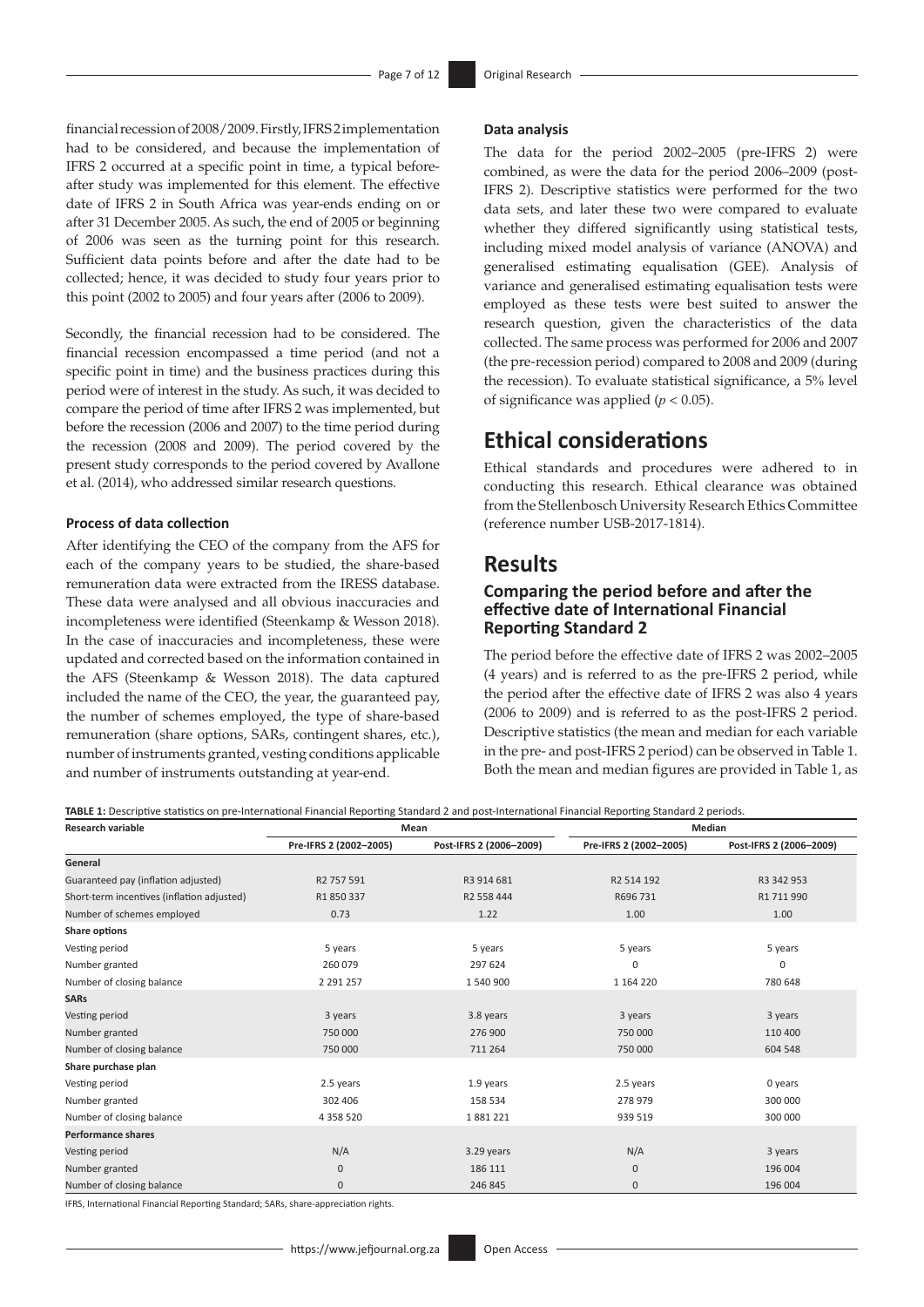financial recession of 2008/2009. Firstly, IFRS 2 implementation had to be considered, and because the implementation of IFRS 2 occurred at a specific point in time, a typical before-after study was implemented for this element. The effective date of IFRS 2 in South Africa was year-ends ending on or after 31 December 2005. As such, the end of 2005 or beginning of 2006 was seen as the turning point for this research. Sufficient data points before and after the date had to be collected; hence, it was decided to study four years prior to this point (2002 to 2005) and four years after (2006 to 2009).

Secondly, the financial recession had to be considered. The financial recession encompassed a time period (and not a specific point in time) and the business practices during this period were of interest in the study. As such, it was decided to compare the period of time after IFRS 2 was implemented, but before the recession (2006 and 2007) to the time period during the recession (2008 and 2009). The period covered by the present study corresponds to the period covered by Avallone et al. (2014), who addressed similar research questions.

#### Process of data collection

After identifying the CEO of the company from the AFS for each of the company years to be studied, the share-based remuneration data were extracted from the IRESS database. These data were analysed and all obvious inaccuracies and incompleteness were identified (Steenkamp & Wesson 2018). In the case of inaccuracies and incompleteness, these were updated and corrected based on the information contained in the AFS (Steenkamp & Wesson 2018). The data captured included the name of the CEO, the year, the guaranteed pay, the number of schemes employed, the type of share-based remuneration (share options, SARs, contingent shares, etc.), number of instruments granted, vesting conditions applicable and number of instruments outstanding at year-end.

#### Data analysis

The data for the period 2002–2005 (pre-IFRS 2) were combined, as were the data for the period 2006–2009 (post-IFRS 2). Descriptive statistics were performed for the two data sets, and later these two were compared to evaluate whether they differed significantly using statistical tests, including mixed model analysis of variance (ANOVA) and generalised estimating equalisation (GEE). Analysis of variance and generalised estimating equalisation tests were employed as these tests were best suited to answer the research question, given the characteristics of the data collected. The same process was performed for 2006 and 2007 (the pre-recession period) compared to 2008 and 2009 (during the recession). To evaluate statistical significance, a 5% level of significance was applied ($p < 0.05$).

## Ethical considerations

Ethical standards and procedures were adhered to in conducting this research. Ethical clearance was obtained from the Stellenbosch University Research Ethics Committee (reference number USB-2017-1814).

## Results

### Comparing the period before and after the effective date of International Financial Reporting Standard 2

The period before the effective date of IFRS 2 was 2002–2005 (4 years) and is referred to as the pre-IFRS 2 period, while the period after the effective date of IFRS 2 was also 4 years (2006 to 2009) and is referred to as the post-IFRS 2 period. Descriptive statistics (the mean and median for each variable in the pre- and post-IFRS 2 period) can be observed in Table 1. Both the mean and median figures are provided in Table 1, as

**TABLE 1:** Descriptive statistics on pre-International Financial Reporting Standard 2 and post-International Financial Reporting Standard 2 periods.

| Research variable | Mean | | Median | |
|---|---|---|---|---|
| | Pre-IFRS 2 (2002–2005) | Post-IFRS 2 (2006–2009) | Pre-IFRS 2 (2002–2005) | Post-IFRS 2 (2006–2009) |
| **General** | | | | |
| Guaranteed pay (inflation adjusted) | R2 757 591 | R3 914 681 | R2 514 192 | R3 342 953 |
| Short-term incentives (inflation adjusted) | R1 850 337 | R2 558 444 | R696 731 | R1 711 990 |
| Number of schemes employed | 0.73 | 1.22 | 1.00 | 1.00 |
| **Share options** | | | | |
| Vesting period | 5 years | 5 years | 5 years | 5 years |
| Number granted | 260 079 | 297 624 | 0 | 0 |
| Number of closing balance | 2 291 257 | 1 540 900 | 1 164 220 | 780 648 |
| **SARs** | | | | |
| Vesting period | 3 years | 3.8 years | 3 years | 3 years |
| Number granted | 750 000 | 276 900 | 750 000 | 110 400 |
| Number of closing balance | 750 000 | 711 264 | 750 000 | 604 548 |
| **Share purchase plan** | | | | |
| Vesting period | 2.5 years | 1.9 years | 2.5 years | 0 years |
| Number granted | 302 406 | 158 534 | 278 979 | 300 000 |
| Number of closing balance | 4 358 520 | 1 881 221 | 939 519 | 300 000 |
| **Performance shares** | | | | |
| Vesting period | N/A | 3.29 years | N/A | 3 years |
| Number granted | 0 | 186 111 | 0 | 196 004 |
| Number of closing balance | 0 | 246 845 | 0 | 196 004 |

IFRS, International Financial Reporting Standard; SARs, share-appreciation rights.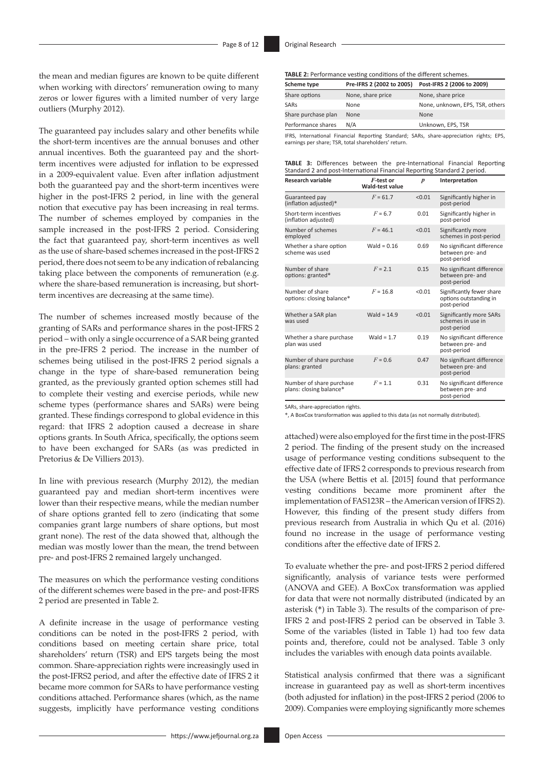the mean and median figures are known to be quite different when working with directors' remuneration owing to many zeros or lower figures with a limited number of very large outliers (Murphy 2012).

The guaranteed pay includes salary and other benefits while the short-term incentives are the annual bonuses and other annual incentives. Both the guaranteed pay and the short-term incentives were adjusted for inflation to be expressed in a 2009-equivalent value. Even after inflation adjustment both the guaranteed pay and the short-term incentives were higher in the post-IFRS 2 period, in line with the general notion that executive pay has been increasing in real terms. The number of schemes employed by companies in the sample increased in the post-IFRS 2 period. Considering the fact that guaranteed pay, short-term incentives as well as the use of share-based schemes increased in the post-IFRS 2 period, there does not seem to be any indication of rebalancing taking place between the components of remuneration (e.g. where the share-based remuneration is increasing, but short-term incentives are decreasing at the same time).

The number of schemes increased mostly because of the granting of SARs and performance shares in the post-IFRS 2 period – with only a single occurrence of a SAR being granted in the pre-IFRS 2 period. The increase in the number of schemes being utilised in the post-IFRS 2 period signals a change in the type of share-based remuneration being granted, as the previously granted option schemes still had to complete their vesting and exercise periods, while new scheme types (performance shares and SARs) were being granted. These findings correspond to global evidence in this regard: that IFRS 2 adoption caused a decrease in share options grants. In South Africa, specifically, the options seem to have been exchanged for SARs (as was predicted in Pretorius & De Villiers 2013).

In line with previous research (Murphy 2012), the median guaranteed pay and median short-term incentives were lower than their respective means, while the median number of share options granted fell to zero (indicating that some companies grant large numbers of share options, but most grant none). The rest of the data showed that, although the median was mostly lower than the mean, the trend between pre- and post-IFRS 2 remained largely unchanged.

The measures on which the performance vesting conditions of the different schemes were based in the pre- and post-IFRS 2 period are presented in Table 2.

A definite increase in the usage of performance vesting conditions can be noted in the post-IFRS 2 period, with conditions based on meeting certain share price, total shareholders' return (TSR) and EPS targets being the most common. Share-appreciation rights were increasingly used in the post-IFRS2 period, and after the effective date of IFRS 2 it became more common for SARs to have performance vesting conditions attached. Performance shares (which, as the name suggests, implicitly have performance vesting conditions attached) were also employed for the first time in the post-IFRS 2 period. The finding of the present study on the increased usage of performance vesting conditions subsequent to the effective date of IFRS 2 corresponds to previous research from the USA (where Bettis et al. [2015] found that performance vesting conditions became more prominent after the implementation of FAS123R – the American version of IFRS 2). However, this finding of the present study differs from previous research from Australia in which Qu et al. (2016) found no increase in the usage of performance vesting conditions after the effective date of IFRS 2.

**TABLE 2:** Performance vesting conditions of the different schemes.

| Scheme type | Pre-IFRS 2 (2002 to 2005) | Post-IFRS 2 (2006 to 2009) |
|---|---|---|
| Share options | None, share price | None, share price |
| SARs | None | None, unknown, EPS, TSR, others |
| Share purchase plan | None | None |
| Performance shares | N/A | Unknown, EPS, TSR |

IFRS, International Financial Reporting Standard; SARs, share-appreciation rights; EPS, earnings per share; TSR, total shareholders' return.

**TABLE 3:** Differences between the pre-International Financial Reporting Standard 2 and post-International Financial Reporting Standard 2 period.

| Research variable | *F*-test or Wald-test value | *p* | Interpretation |
|---|---|---|---|
| Guaranteed pay (inflation adjusted)* | $F = 61.7$ | <0.01 | Significantly higher in post-period |
| Short-term incentives (inflation adjusted) | $F = 6.7$ | 0.01 | Significantly higher in post-period |
| Number of schemes employed | $F = 46.1$ | <0.01 | Significantly more schemes in post-period |
| Whether a share option scheme was used | Wald = 0.16 | 0.69 | No significant difference between pre- and post-period |
| Number of share options: granted* | $F = 2.1$ | 0.15 | No significant difference between pre- and post-period |
| Number of share options: closing balance* | $F = 16.8$ | <0.01 | Significantly fewer share options outstanding in post-period |
| Whether a SAR plan was used | Wald = 14.9 | <0.01 | Significantly more SARs schemes in use in post-period |
| Whether a share purchase plan was used | Wald = 1.7 | 0.19 | No significant difference between pre- and post-period |
| Number of share purchase plans: granted | $F = 0.6$ | 0.47 | No significant difference between pre- and post-period |
| Number of share purchase plans: closing balance* | $F = 1.1$ | 0.31 | No significant difference between pre- and post-period |

SARs, share-appreciation rights.

*, A BoxCox transformation was applied to this data (as not normally distributed).

To evaluate whether the pre- and post-IFRS 2 period differed significantly, analysis of variance tests were performed (ANOVA and GEE). A BoxCox transformation was applied for data that were not normally distributed (indicated by an asterisk (*) in Table 3). The results of the comparison of pre-IFRS 2 and post-IFRS 2 period can be observed in Table 3. Some of the variables (listed in Table 1) had too few data points and, therefore, could not be analysed. Table 3 only includes the variables with enough data points available.

Statistical analysis confirmed that there was a significant increase in guaranteed pay as well as short-term incentives (both adjusted for inflation) in the post-IFRS 2 period (2006 to 2009). Companies were employing significantly more schemes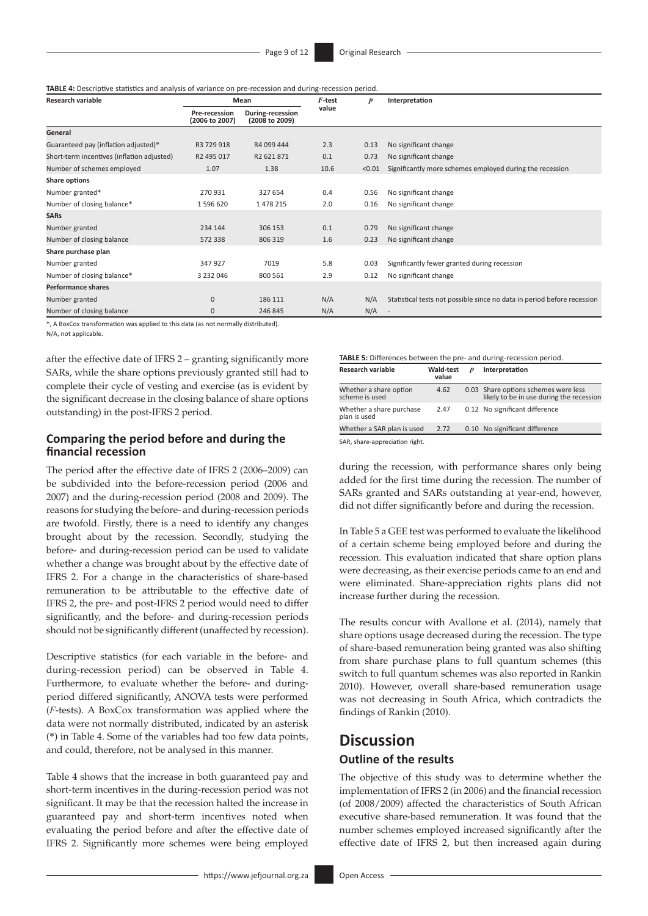**TABLE 4:** Descriptive statistics and analysis of variance on pre-recession and during-recession period.

| Research variable | Mean | | $F$-test value | $p$ | Interpretation |
|---|---|---|---|---|---|
| | Pre-recession (2006 to 2007) | During-recession (2008 to 2009) | | | |
| **General** | | | | | |
| Guaranteed pay (inflation adjusted)* | R3 729 918 | R4 099 444 | 2.3 | 0.13 | No significant change |
| Short-term incentives (inflation adjusted) | R2 495 017 | R2 621 871 | 0.1 | 0.73 | No significant change |
| Number of schemes employed | 1.07 | 1.38 | 10.6 | <0.01 | Significantly more schemes employed during the recession |
| **Share options** | | | | | |
| Number granted* | 270 931 | 327 654 | 0.4 | 0.56 | No significant change |
| Number of closing balance* | 1 596 620 | 1 478 215 | 2.0 | 0.16 | No significant change |
| **SARs** | | | | | |
| Number granted | 234 144 | 306 153 | 0.1 | 0.79 | No significant change |
| Number of closing balance | 572 338 | 806 319 | 1.6 | 0.23 | No significant change |
| **Share purchase plan** | | | | | |
| Number granted | 347 927 | 7019 | 5.8 | 0.03 | Significantly fewer granted during recession |
| Number of closing balance* | 3 232 046 | 800 561 | 2.9 | 0.12 | No significant change |
| **Performance shares** | | | | | |
| Number granted | 0 | 186 111 | N/A | N/A | Statistical tests not possible since no data in period before recession |
| Number of closing balance | 0 | 246 845 | N/A | N/A | - |

*, A BoxCox transformation was applied to this data (as not normally distributed).

N/A, not applicable.

after the effective date of IFRS 2 – granting significantly more SARs, while the share options previously granted still had to complete their cycle of vesting and exercise (as is evident by the significant decrease in the closing balance of share options outstanding) in the post-IFRS 2 period.

### Comparing the period before and during the financial recession

The period after the effective date of IFRS 2 (2006–2009) can be subdivided into the before-recession period (2006 and 2007) and the during-recession period (2008 and 2009). The reasons for studying the before- and during-recession periods are twofold. Firstly, there is a need to identify any changes brought about by the recession. Secondly, studying the before- and during-recession period can be used to validate whether a change was brought about by the effective date of IFRS 2. For a change in the characteristics of share-based remuneration to be attributable to the effective date of IFRS 2, the pre- and post-IFRS 2 period would need to differ significantly, and the before- and during-recession periods should not be significantly different (unaffected by recession).

Descriptive statistics (for each variable in the before- and during-recession period) can be observed in Table 4. Furthermore, to evaluate whether the before- and during-period differed significantly, ANOVA tests were performed ($F$-tests). A BoxCox transformation was applied where the data were not normally distributed, indicated by an asterisk (*) in Table 4. Some of the variables had too few data points, and could, therefore, not be analysed in this manner.

Table 4 shows that the increase in both guaranteed pay and short-term incentives in the during-recession period was not significant. It may be that the recession halted the increase in guaranteed pay and short-term incentives noted when evaluating the period before and after the effective date of IFRS 2. Significantly more schemes were being employed during the recession, with performance shares only being added for the first time during the recession. The number of SARs granted and SARs outstanding at year-end, however, did not differ significantly before and during the recession.

**TABLE 5:** Differences between the pre- and during-recession period.

| Research variable | Wald-test value | $p$ | Interpretation |
|---|---|---|---|
| Whether a share option scheme is used | 4.62 | 0.03 | Share options schemes were less likely to be in use during the recession |
| Whether a share purchase plan is used | 2.47 | 0.12 | No significant difference |
| Whether a SAR plan is used | 2.72 | 0.10 | No significant difference |

SAR, share-appreciation right.

In Table 5 a GEE test was performed to evaluate the likelihood of a certain scheme being employed before and during the recession. This evaluation indicated that share option plans were decreasing, as their exercise periods came to an end and were eliminated. Share-appreciation rights plans did not increase further during the recession.

The results concur with Avallone et al. (2014), namely that share options usage decreased during the recession. The type of share-based remuneration being granted was also shifting from share purchase plans to full quantum schemes (this switch to full quantum schemes was also reported in Rankin 2010). However, overall share-based remuneration usage was not decreasing in South Africa, which contradicts the findings of Rankin (2010).

## Discussion

### Outline of the results

The objective of this study was to determine whether the implementation of IFRS 2 (in 2006) and the financial recession (of 2008/2009) affected the characteristics of South African executive share-based remuneration. It was found that the number schemes employed increased significantly after the effective date of IFRS 2, but then increased again during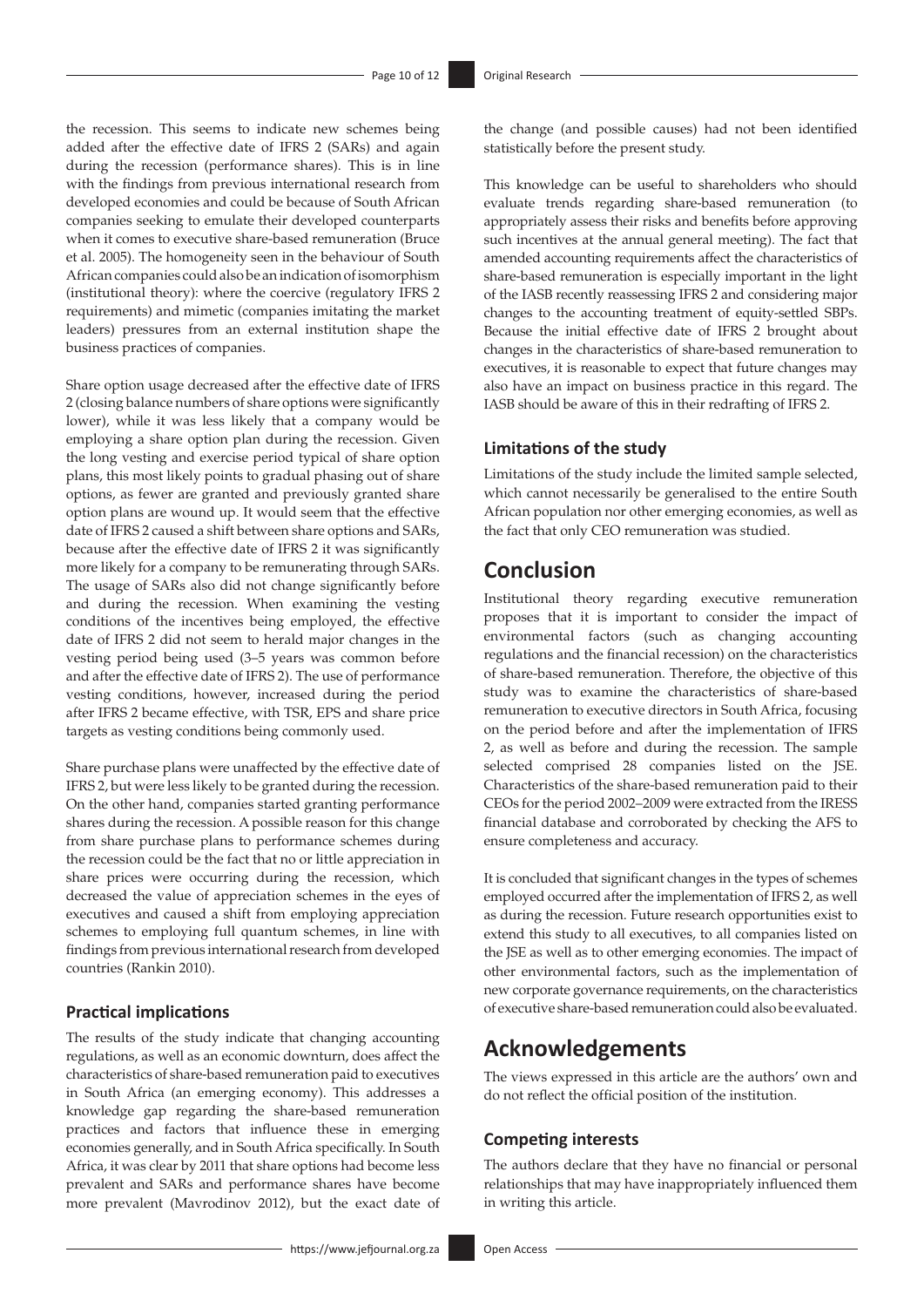the recession. This seems to indicate new schemes being added after the effective date of IFRS 2 (SARs) and again during the recession (performance shares). This is in line with the findings from previous international research from developed economies and could be because of South African companies seeking to emulate their developed counterparts when it comes to executive share-based remuneration (Bruce et al. 2005). The homogeneity seen in the behaviour of South African companies could also be an indication of isomorphism (institutional theory): where the coercive (regulatory IFRS 2 requirements) and mimetic (companies imitating the market leaders) pressures from an external institution shape the business practices of companies.

Share option usage decreased after the effective date of IFRS 2 (closing balance numbers of share options were significantly lower), while it was less likely that a company would be employing a share option plan during the recession. Given the long vesting and exercise period typical of share option plans, this most likely points to gradual phasing out of share options, as fewer are granted and previously granted share option plans are wound up. It would seem that the effective date of IFRS 2 caused a shift between share options and SARs, because after the effective date of IFRS 2 it was significantly more likely for a company to be remunerating through SARs. The usage of SARs also did not change significantly before and during the recession. When examining the vesting conditions of the incentives being employed, the effective date of IFRS 2 did not seem to herald major changes in the vesting period being used (3–5 years was common before and after the effective date of IFRS 2). The use of performance vesting conditions, however, increased during the period after IFRS 2 became effective, with TSR, EPS and share price targets as vesting conditions being commonly used.

Share purchase plans were unaffected by the effective date of IFRS 2, but were less likely to be granted during the recession. On the other hand, companies started granting performance shares during the recession. A possible reason for this change from share purchase plans to performance schemes during the recession could be the fact that no or little appreciation in share prices were occurring during the recession, which decreased the value of appreciation schemes in the eyes of executives and caused a shift from employing appreciation schemes to employing full quantum schemes, in line with findings from previous international research from developed countries (Rankin 2010).

### Practical implications

The results of the study indicate that changing accounting regulations, as well as an economic downturn, does affect the characteristics of share-based remuneration paid to executives in South Africa (an emerging economy). This addresses a knowledge gap regarding the share-based remuneration practices and factors that influence these in emerging economies generally, and in South Africa specifically. In South Africa, it was clear by 2011 that share options had become less prevalent and SARs and performance shares have become more prevalent (Mavrodinov 2012), but the exact date of the change (and possible causes) had not been identified statistically before the present study.

This knowledge can be useful to shareholders who should evaluate trends regarding share-based remuneration (to appropriately assess their risks and benefits before approving such incentives at the annual general meeting). The fact that amended accounting requirements affect the characteristics of share-based remuneration is especially important in the light of the IASB recently reassessing IFRS 2 and considering major changes to the accounting treatment of equity-settled SBPs. Because the initial effective date of IFRS 2 brought about changes in the characteristics of share-based remuneration to executives, it is reasonable to expect that future changes may also have an impact on business practice in this regard. The IASB should be aware of this in their redrafting of IFRS 2.

### Limitations of the study

Limitations of the study include the limited sample selected, which cannot necessarily be generalised to the entire South African population nor other emerging economies, as well as the fact that only CEO remuneration was studied.

## Conclusion

Institutional theory regarding executive remuneration proposes that it is important to consider the impact of environmental factors (such as changing accounting regulations and the financial recession) on the characteristics of share-based remuneration. Therefore, the objective of this study was to examine the characteristics of share-based remuneration to executive directors in South Africa, focusing on the period before and after the implementation of IFRS 2, as well as before and during the recession. The sample selected comprised 28 companies listed on the JSE. Characteristics of the share-based remuneration paid to their CEOs for the period 2002–2009 were extracted from the IRESS financial database and corroborated by checking the AFS to ensure completeness and accuracy.

It is concluded that significant changes in the types of schemes employed occurred after the implementation of IFRS 2, as well as during the recession. Future research opportunities exist to extend this study to all executives, to all companies listed on the JSE as well as to other emerging economies. The impact of other environmental factors, such as the implementation of new corporate governance requirements, on the characteristics of executive share-based remuneration could also be evaluated.

## Acknowledgements

The views expressed in this article are the authors' own and do not reflect the official position of the institution.

### Competing interests

The authors declare that they have no financial or personal relationships that may have inappropriately influenced them in writing this article.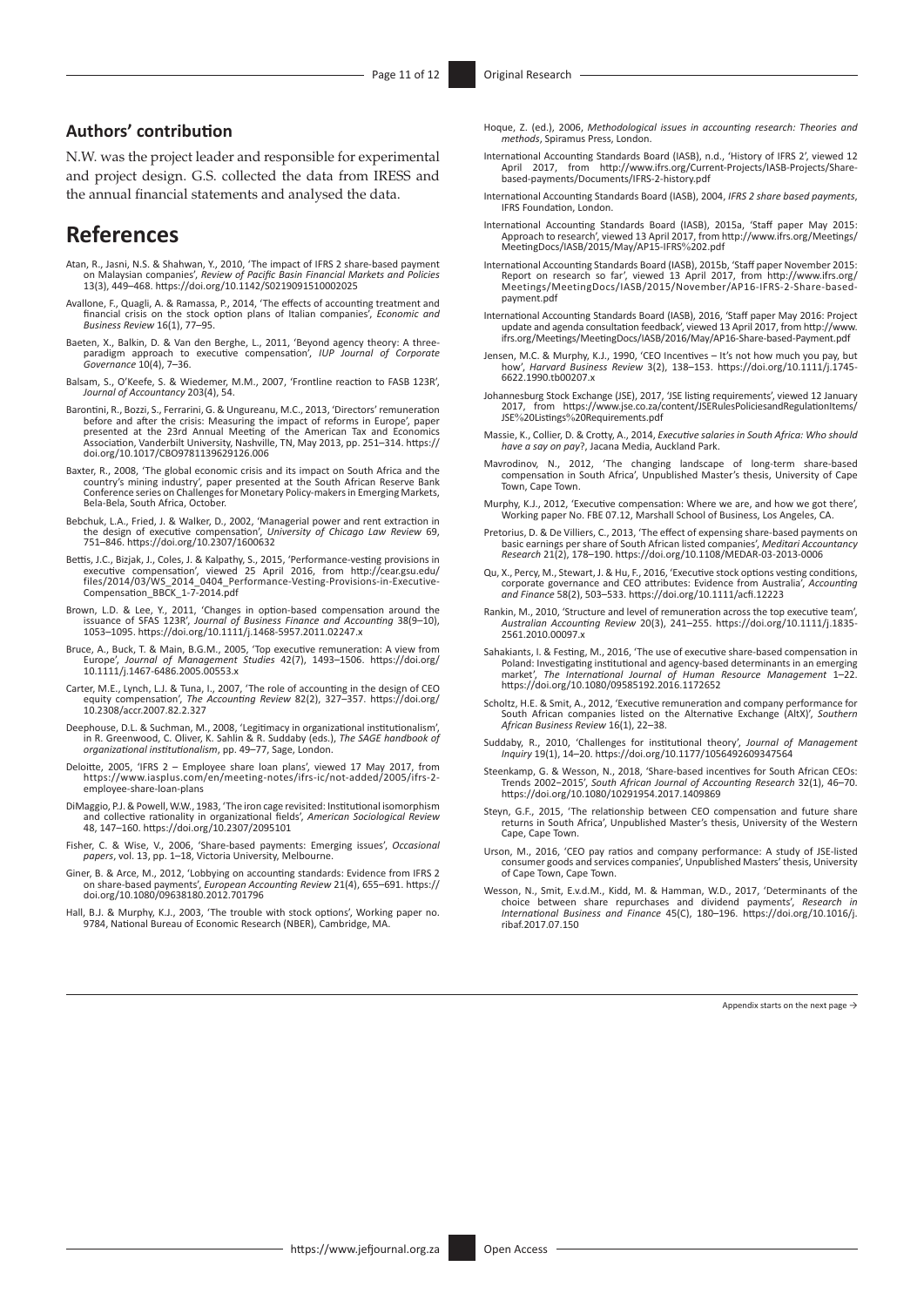## Authors' contribution

N.W. was the project leader and responsible for experimental and project design. G.S. collected the data from IRESS and the annual financial statements and analysed the data.

# References

Atan, R., Jasni, N.S. & Shahwan, Y., 2010, 'The impact of IFRS 2 share-based payment on Malaysian companies', *Review of Pacific Basin Financial Markets and Policies* 13(3), 449–468. https://doi.org/10.1142/S0219091510002025

Avallone, F., Quagli, A. & Ramassa, P., 2014, 'The effects of accounting treatment and financial crisis on the stock option plans of Italian companies', *Economic and Business Review* 16(1), 77–95.

Baeten, X., Balkin, D. & Van den Berghe, L., 2011, 'Beyond agency theory: A three-paradigm approach to executive compensation', *IUP Journal of Corporate Governance* 10(4), 7–36.

Balsam, S., O'Keefe, S. & Wiedemer, M.M., 2007, 'Frontline reaction to FASB 123R', *Journal of Accountancy* 203(4), 54.

Barontini, R., Bozzi, S., Ferrarini, G. & Ungureanu, M.C., 2013, 'Directors' remuneration before and after the crisis: Measuring the impact of reforms in Europe', paper presented at the 23rd Annual Meeting of the American Tax and Economics Association, Vanderbilt University, Nashville, TN, May 2013, pp. 251–314. https://doi.org/10.1017/CBO9781139629126.006

Baxter, R., 2008, 'The global economic crisis and its impact on South Africa and the country's mining industry', paper presented at the South African Reserve Bank Conference series on Challenges for Monetary Policy-makers in Emerging Markets, Bela-Bela, South Africa, October.

Bebchuk, L.A., Fried, J. & Walker, D., 2002, 'Managerial power and rent extraction in the design of executive compensation', *University of Chicago Law Review* 69, 751–846. https://doi.org/10.2307/1600632

Bettis, J.C., Bizjak, J., Coles, J. & Kalpathy, S., 2015, 'Performance-vesting provisions in executive compensation', viewed 25 April 2016, from http://cear.gsu.edu/files/2014/03/WS_2014_0404_Performance-Vesting-Provisions-in-Executive-Compensation_BBCK_1-7-2014.pdf

Brown, L.D. & Lee, Y., 2011, 'Changes in option-based compensation around the issuance of SFAS 123R', *Journal of Business Finance and Accounting* 38(9–10), 1053–1095. https://doi.org/10.1111/j.1468-5957.2011.02247.x

Bruce, A., Buck, T. & Main, B.G.M., 2005, 'Top executive remuneration: A view from Europe', *Journal of Management Studies* 42(7), 1493–1506. https://doi.org/10.1111/j.1467-6486.2005.00553.x

Carter, M.E., Lynch, L.J. & Tuna, I., 2007, 'The role of accounting in the design of CEO equity compensation', *The Accounting Review* 82(2), 327–357. https://doi.org/10.2308/accr.2007.82.2.327

Deephouse, D.L. & Suchman, M., 2008, 'Legitimacy in organizational institutionalism', in R. Greenwood, C. Oliver, K. Sahlin & R. Suddaby (eds.), *The SAGE handbook of organizational institutionalism*, pp. 49–77, Sage, London.

Deloitte, 2005, 'IFRS 2 – Employee share loan plans', viewed 17 May 2017, from https://www.iasplus.com/en/meeting-notes/ifrs-ic/not-added/2005/ifrs-2-employee-share-loan-plans

DiMaggio, P.J. & Powell, W.W., 1983, 'The iron cage revisited: Institutional isomorphism and collective rationality in organizational fields', *American Sociological Review* 48, 147–160. https://doi.org/10.2307/2095101

Fisher, C. & Wise, V., 2006, 'Share-based payments: Emerging issues', *Occasional papers*, vol. 13, pp. 1–18, Victoria University, Melbourne.

Giner, B. & Arce, M., 2012, 'Lobbying on accounting standards: Evidence from IFRS 2 on share-based payments', *European Accounting Review* 21(4), 655–691. https://doi.org/10.1080/09638180.2012.701796

Hall, B.J. & Murphy, K.J., 2003, 'The trouble with stock options', Working paper no. 9784, National Bureau of Economic Research (NBER), Cambridge, MA.

Hoque, Z. (ed.), 2006, *Methodological issues in accounting research: Theories and methods*, Spiramus Press, London.

International Accounting Standards Board (IASB), n.d., 'History of IFRS 2', viewed 12 April 2017, from http://www.ifrs.org/Current-Projects/IASB-Projects/Share-based-payments/Documents/IFRS-2-history.pdf

International Accounting Standards Board (IASB), 2004, *IFRS 2 share based payments*, IFRS Foundation, London.

International Accounting Standards Board (IASB), 2015a, 'Staff paper May 2015: Approach to research', viewed 13 April 2017, from http://www.ifrs.org/Meetings/MeetingDocs/IASB/2015/May/AP15-IFRS%202.pdf

International Accounting Standards Board (IASB), 2015b, 'Staff paper November 2015: Report on research so far', viewed 13 April 2017, from http://www.ifrs.org/Meetings/MeetingDocs/IASB/2015/November/AP16-IFRS-2-Share-based-payment.pdf

International Accounting Standards Board (IASB), 2016, 'Staff paper May 2016: Project update and agenda consultation feedback', viewed 13 April 2017, from http://www.ifrs.org/Meetings/MeetingDocs/IASB/2016/May/AP16-Share-based-Payment.pdf

Jensen, M.C. & Murphy, K.J., 1990, 'CEO Incentives – It's not how much you pay, but how', *Harvard Business Review* 3(2), 138–153. https://doi.org/10.1111/j.1745-6622.1990.tb00207.x

Johannesburg Stock Exchange (JSE), 2017, 'JSE listing requirements', viewed 12 January 2017, from https://www.jse.co.za/content/JSERulesPoliciesandRegulationItems/JSE%20Listings%20Requirements.pdf

Massie, K., Collier, D. & Crotty, A., 2014, *Executive salaries in South Africa: Who should have a say on pay?*, Jacana Media, Auckland Park.

Mavrodinov, N., 2012, 'The changing landscape of long-term share-based compensation in South Africa', Unpublished Master's thesis, University of Cape Town, Cape Town.

Murphy, K.J., 2012, 'Executive compensation: Where we are, and how we got there', Working paper No. FBE 07.12, Marshall School of Business, Los Angeles, CA.

Pretorius, D. & De Villiers, C., 2013, 'The effect of expensing share-based payments on basic earnings per share of South African listed companies', *Meditari Accountancy Research* 21(2), 178–190. https://doi.org/10.1108/MEDAR-03-2013-0006

Qu, X., Percy, M., Stewart, J. & Hu, F., 2016, 'Executive stock options vesting conditions, corporate governance and CEO attributes: Evidence from Australia', *Accounting and Finance* 58(2), 503–533. https://doi.org/10.1111/acfi.12223

Rankin, M., 2010, 'Structure and level of remuneration across the top executive team', *Australian Accounting Review* 20(3), 241–255. https://doi.org/10.1111/j.1835-2561.2010.00097.x

Sahakiants, I. & Festing, M., 2016, 'The use of executive share-based compensation in Poland: Investigating institutional and agency-based determinants in an emerging market', *The International Journal of Human Resource Management* 1–22. https://doi.org/10.1080/09585192.2016.1172652

Scholtz, H.E. & Smit, A., 2012, 'Executive remuneration and company performance for South African companies listed on the Alternative Exchange (AltX)', *Southern African Business Review* 16(1), 22–38.

Suddaby, R., 2010, 'Challenges for institutional theory', *Journal of Management Inquiry* 19(1), 14–20. https://doi.org/10.1177/1056492609347564

Steenkamp, G. & Wesson, N., 2018, 'Share-based incentives for South African CEOs: Trends 2002–2015', *South African Journal of Accounting Research* 32(1), 46–70. https://doi.org/10.1080/10291954.2017.1409869

Steyn, G.F., 2015, 'The relationship between CEO compensation and future share returns in South Africa', Unpublished Master's thesis, University of the Western Cape, Cape Town.

Urson, M., 2016, 'CEO pay ratios and company performance: A study of JSE-listed consumer goods and services companies', Unpublished Masters' thesis, University of Cape Town, Cape Town.

Wesson, N., Smit, E.v.d.M., Kidd, M. & Hamman, W.D., 2017, 'Determinants of the choice between share repurchases and dividend payments', *Research in International Business and Finance* 45(C), 180–196. https://doi.org/10.1016/j.ribaf.2017.07.150

Appendix starts on the next page →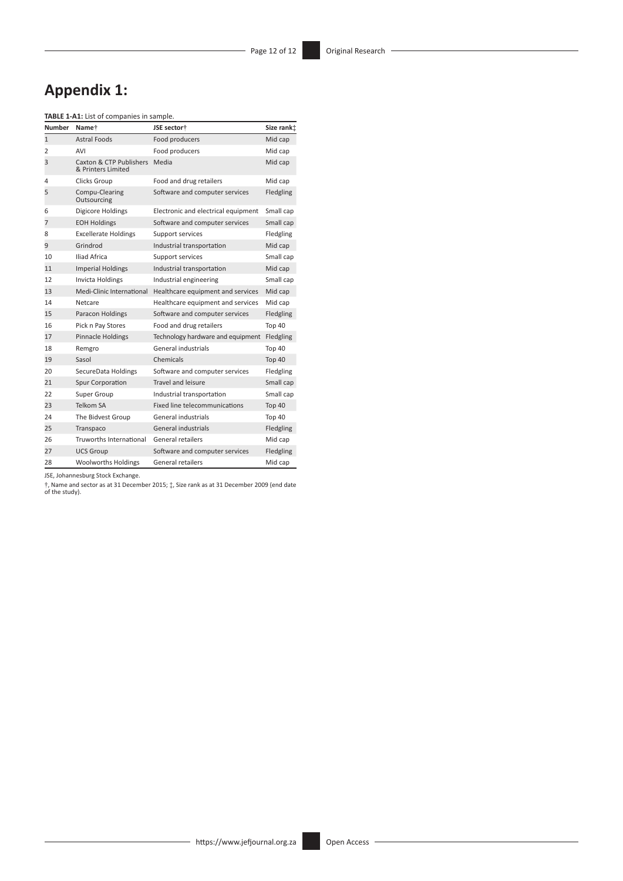# Appendix 1:

**TABLE 1-A1:** List of companies in sample.

| Number | Name† | JSE sector† | Size rank‡ |
|---|---|---|---|
| 1 | Astral Foods | Food producers | Mid cap |
| 2 | AVI | Food producers | Mid cap |
| 3 | Caxton & CTP Publishers & Printers Limited | Media | Mid cap |
| 4 | Clicks Group | Food and drug retailers | Mid cap |
| 5 | Compu-Clearing Outsourcing | Software and computer services | Fledgling |
| 6 | Digicore Holdings | Electronic and electrical equipment | Small cap |
| 7 | EOH Holdings | Software and computer services | Small cap |
| 8 | Excellerate Holdings | Support services | Fledgling |
| 9 | Grindrod | Industrial transportation | Mid cap |
| 10 | Iliad Africa | Support services | Small cap |
| 11 | Imperial Holdings | Industrial transportation | Mid cap |
| 12 | Invicta Holdings | Industrial engineering | Small cap |
| 13 | Medi-Clinic International | Healthcare equipment and services | Mid cap |
| 14 | Netcare | Healthcare equipment and services | Mid cap |
| 15 | Paracon Holdings | Software and computer services | Fledgling |
| 16 | Pick n Pay Stores | Food and drug retailers | Top 40 |
| 17 | Pinnacle Holdings | Technology hardware and equipment | Fledgling |
| 18 | Remgro | General industrials | Top 40 |
| 19 | Sasol | Chemicals | Top 40 |
| 20 | SecureData Holdings | Software and computer services | Fledgling |
| 21 | Spur Corporation | Travel and leisure | Small cap |
| 22 | Super Group | Industrial transportation | Small cap |
| 23 | Telkom SA | Fixed line telecommunications | Top 40 |
| 24 | The Bidvest Group | General industrials | Top 40 |
| 25 | Transpaco | General industrials | Fledgling |
| 26 | Truworths International | General retailers | Mid cap |
| 27 | UCS Group | Software and computer services | Fledgling |
| 28 | Woolworths Holdings | General retailers | Mid cap |

JSE, Johannesburg Stock Exchange.

†, Name and sector as at 31 December 2015; ‡, Size rank as at 31 December 2009 (end date of the study).